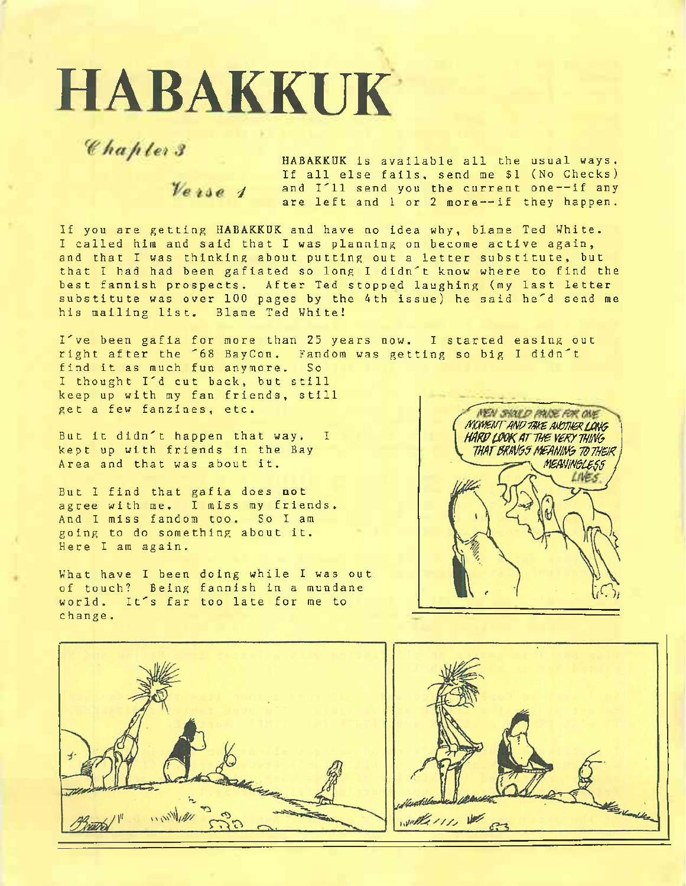# HABAKKUK

*Chapter 3*

*Verse 1*

HABAKKUK is available all the usual ways. If all else fails, send me $1 (No Checks) and I'll send you the current one--if any are left and 1 or 2 more--if they happen.

If you are getting HABAKKUK and have no idea why, blame Ted White. I called him and said that I was planning on become active again, and that I was thinking about putting out a letter substitute, but that I had had been gafiated so long I didn't know where to find the best fannish prospects. After Ted stopped laughing (my last letter substitute was over 100 pages by the 4th issue) he said he'd send me his mailing list. Blame Ted White!

I've been gafia for more than 25 years now. I started easing out right after the '68 BayCon. Fandom was getting so big I didn't find it as much fun anymore. So I thought I'd cut back, but still keep up with my fan friends, still get a few fanzines, etc.

But it didn't happen that way. I kept up with friends in the Bay Area and that was about it.

But I find that gafia does **not** agree with me. I miss my friends. And I miss fandom too. So I am going to do something about it. Here I am again.

What have I been doing while I was out of touch? Being fannish in a mundane world. It's far too late for me to change.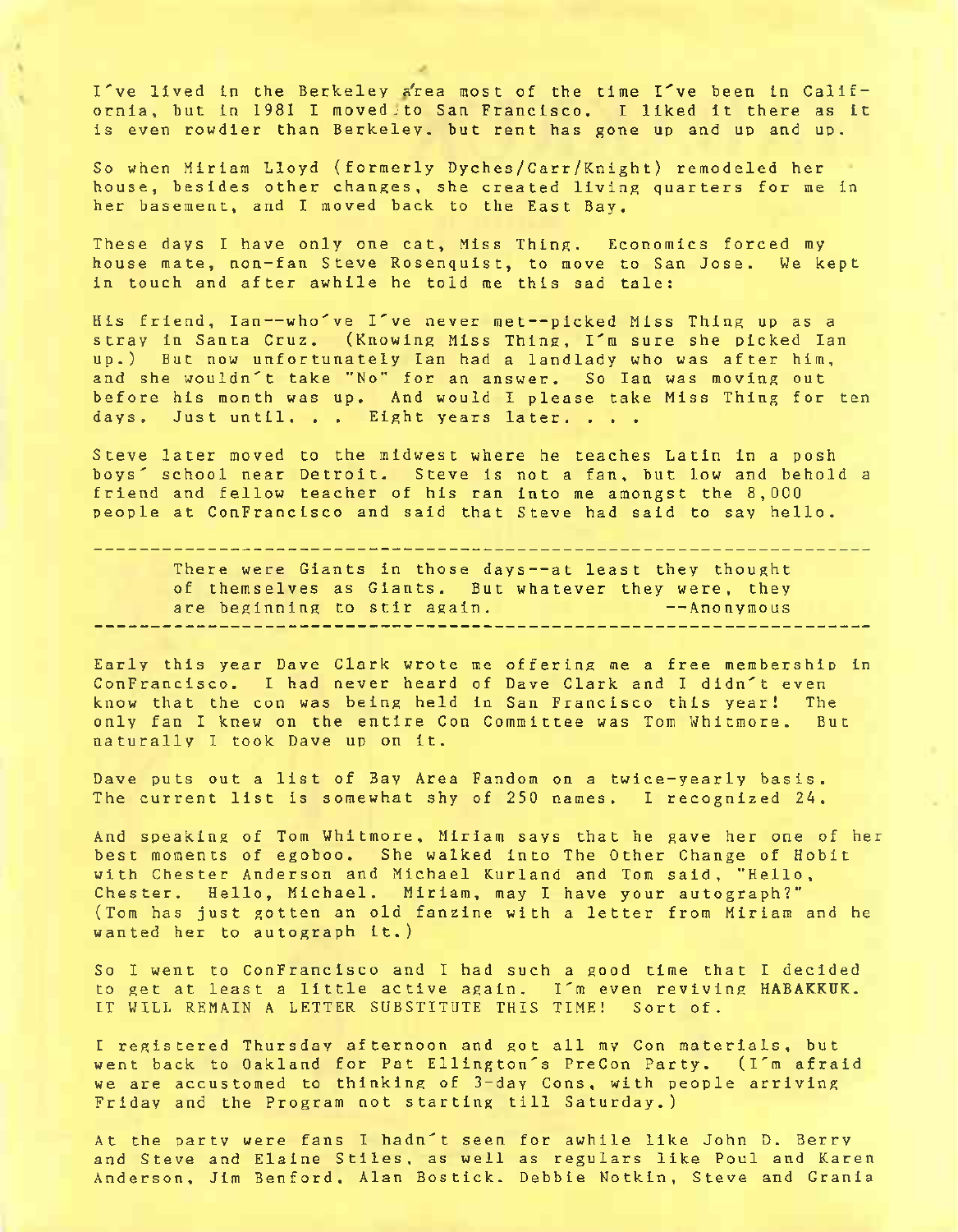I've lived in the Berkeley area most of the time I've been in California, but in 1981 I moved to San Francisco. I liked it there as it is even rowdier than Berkeley, but rent has gone up and up and up.

So when Miriam Lloyd (formerly Dyches/Carr/Knight) remodeled her house, besides other changes, she created living quarters for me in her basement, and I moved back to the East Bay.

These days I have only one cat, Miss Thing. Economics forced my house mate, non-fan Steve Rosenquist, to move to San Jose. We kept in touch and after awhile he told me this sad tale:

His friend, Ian--who've I've never met--picked Miss Thing up as a stray in Santa Cruz. (Knowing Miss Thing, I'm sure she picked Ian up.) But now unfortunately Ian had a landlady who was after him, and she wouldn't take "No" for an answer. So Ian was moving out before his month was up. And would I please take Miss Thing for ten days. Just until. . . Eight years later. . . .

Steve later moved to the midwest where he teaches Latin in a posh boys' school near Detroit. Steve is not a fan, but low and behold a friend and fellow teacher of his ran into me amongst the 8,000 people at ConFrancisco and said that Steve had said to say hello.

---

> There were Giants in those days--at least they thought of themselves as Giants. But whatever they were, they are beginning to stir again. --Anonymous

---

Early this year Dave Clark wrote me offering me a free membership in ConFrancisco. I had never heard of Dave Clark and I didn't even know that the con was being held in San Francisco this year! The only fan I knew on the entire Con Committee was Tom Whitmore. But naturally I took Dave up on it.

Dave puts out a list of Bay Area Fandom on a twice-yearly basis. The current list is somewhat shy of 250 names. I recognized 24.

And speaking of Tom Whitmore, Miriam says that he gave her one of her best moments of egoboo. She walked into The Other Change of Hobit with Chester Anderson and Michael Kurland and Tom said, "Hello, Chester. Hello, Michael. Miriam, may I have your autograph?" (Tom has just gotten an old fanzine with a letter from Miriam and he wanted her to autograph it.)

So I went to ConFrancisco and I had such a good time that I decided to get at least a little active again. I'm even reviving HABAKKUK. IT WILL REMAIN A LETTER SUBSTITUTE THIS TIME! Sort of.

I registered Thursday afternoon and got all my Con materials, but went back to Oakland for Pat Ellington's PreCon Party. (I'm afraid we are accustomed to thinking of 3-day Cons, with people arriving Friday and the Program not starting till Saturday.)

At the party were fans I hadn't seen for awhile like John D. Berry and Steve and Elaine Stiles, as well as regulars like Poul and Karen Anderson, Jim Benford, Alan Bostick, Debbie Notkin, Steve and Grania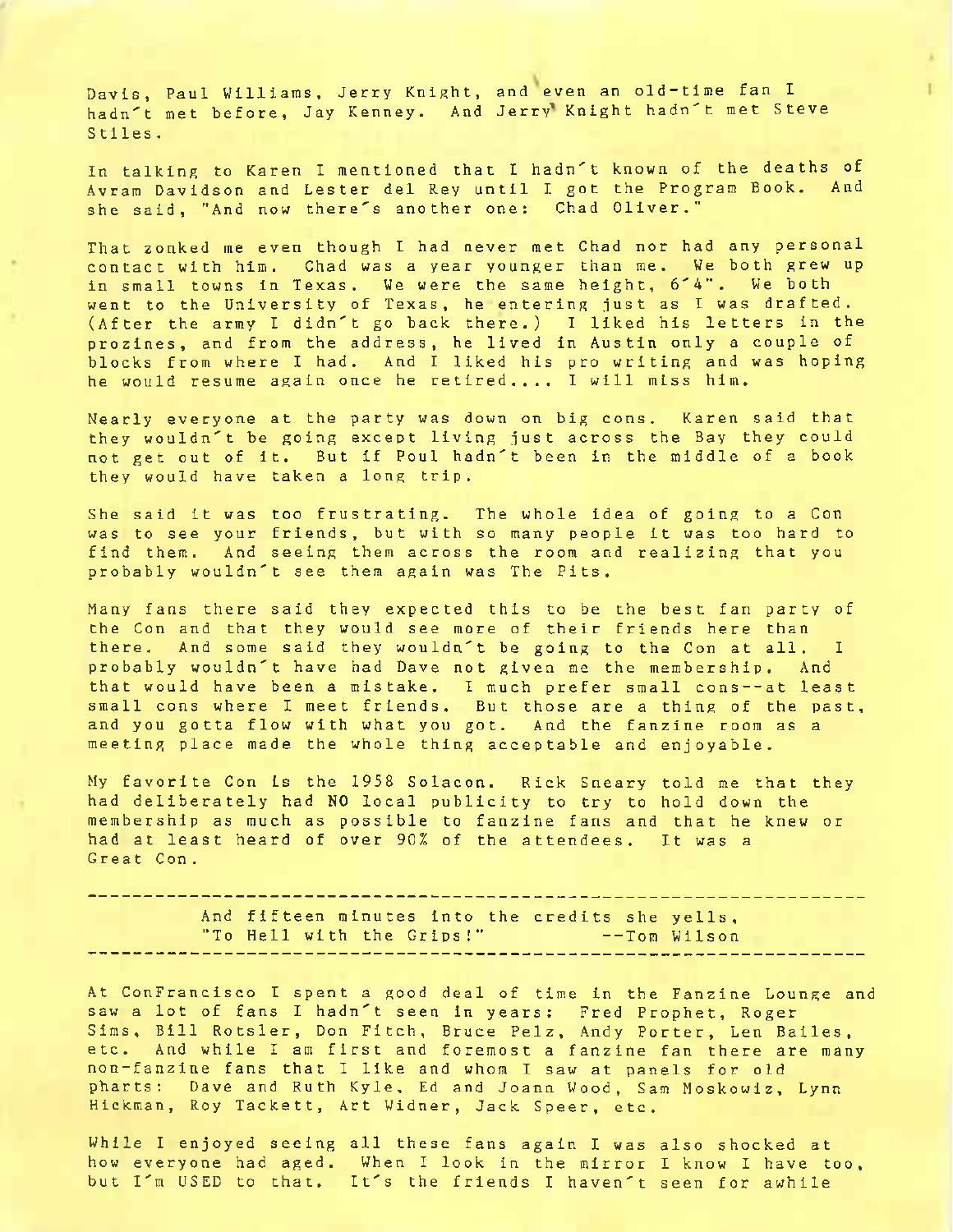Davis, Paul Williams, Jerry Knight, and even an old-time fan I hadn't met before, Jay Kenney. And Jerry Knight hadn't met Steve Stiles.

In talking to Karen I mentioned that I hadn't known of the deaths of Avram Davidson and Lester del Rey until I got the Program Book. And she said, "And now there's another one: Chad Oliver."

That zonked me even though I had never met Chad nor had any personal contact with him. Chad was a year younger than me. We both grew up in small towns in Texas. We were the same height, 6'4". We both went to the University of Texas, he entering just as I was drafted. (After the army I didn't go back there.) I liked his letters in the prozines, and from the address, he lived in Austin only a couple of blocks from where I had. And I liked his pro writing and was hoping he would resume again once he retired.... I will miss him.

Nearly everyone at the party was down on big cons. Karen said that they wouldn't be going except living just across the Bay they could not get out of it. But if Poul hadn't been in the middle of a book they would have taken a long trip.

She said it was too frustrating. The whole idea of going to a Con was to see your friends, but with so many people it was too hard to find them. And seeing them across the room and realizing that you probably wouldn't see them again was The Pits.

Many fans there said they expected this to be the best fan party of the Con and that they would see more of their friends here than there. And some said they wouldn't be going to the Con at all. I probably wouldn't have had Dave not given me the membership. And that would have been a mistake. I much prefer small cons--at least small cons where I meet friends. But those are a thing of the past, and you gotta flow with what you got. And the fanzine room as a meeting place made the whole thing acceptable and enjoyable.

My favorite Con is the 1958 Solacon. Rick Sneary told me that they had deliberately had NO local publicity to try to hold down the membership as much as possible to fanzine fans and that he knew or had at least heard of over 90% of the attendees. It was a Great Con.

---

And fifteen minutes into the credits she yells,
"To Hell with the Grips!" --Tom Wilson

---

At ConFrancisco I spent a good deal of time in the Fanzine Lounge and saw a lot of fans I hadn't seen in years: Fred Prophet, Roger Sims, Bill Rotsler, Don Fitch, Bruce Pelz, Andy Porter, Len Bailes, etc. And while I am first and foremost a fanzine fan there are many non-fanzine fans that I like and whom I saw at panels for old pharts: Dave and Ruth Kyle, Ed and Joann Wood, Sam Moskowitz, Lynn Hickman, Roy Tackett, Art Widner, Jack Speer, etc.

While I enjoyed seeing all these fans again I was also shocked at how everyone had aged. When I look in the mirror I know I have too, but I'm USED to that. It's the friends I haven't seen for awhile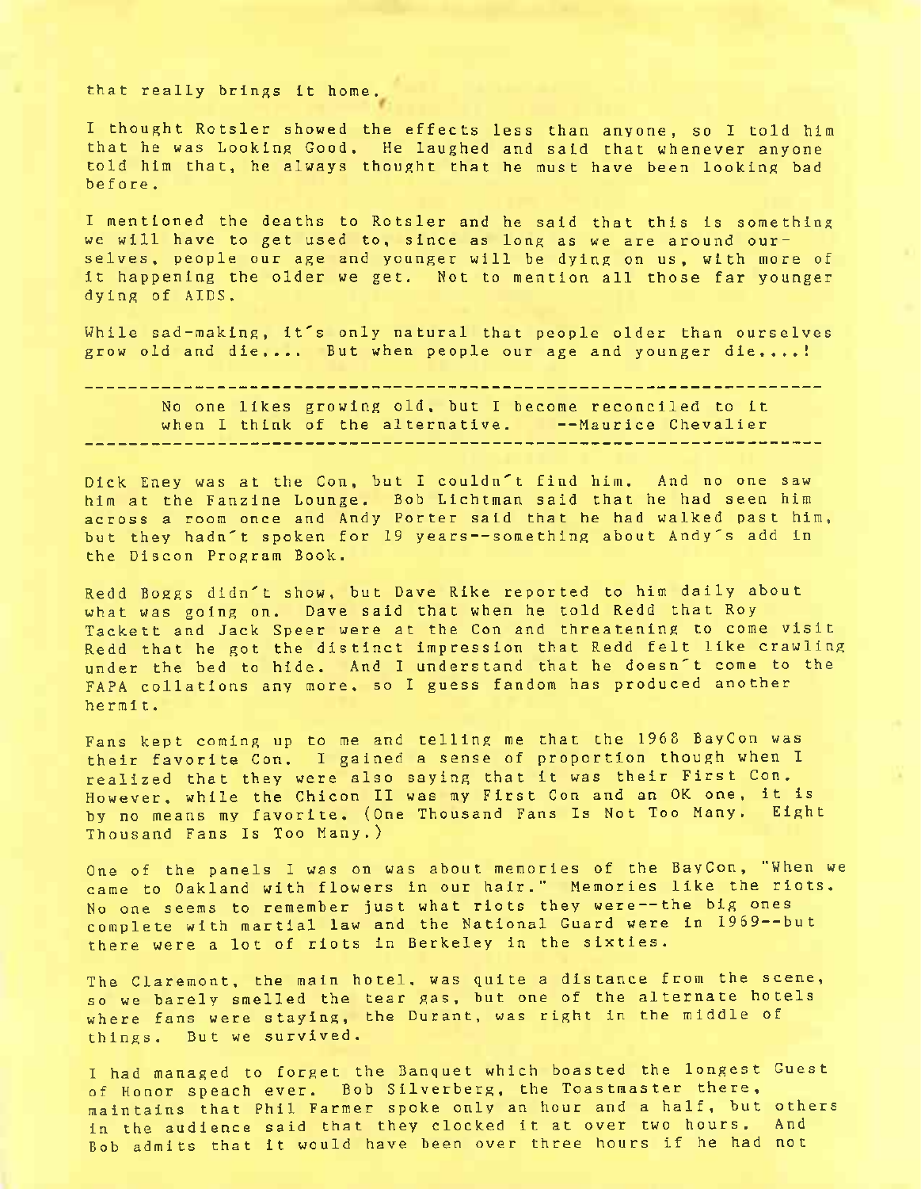that really brings it home.

I thought Rotsler showed the effects less than anyone, so I told him that he was Looking Good. He laughed and said that whenever anyone told him that, he always thought that he must have been looking bad before.

I mentioned the deaths to Rotsler and he said that this is something we will have to get used to, since as long as we are around ourselves, people our age and younger will be dying on us, with more of it happening the older we get. Not to mention all those far younger dying of AIDS.

While sad-making, it's only natural that people older than ourselves grow old and die.... But when people our age and younger die....!

---

No one likes growing old, but I become reconciled to it when I think of the alternative. --Maurice Chevalier

---

Dick Eney was at the Con, but I couldn't find him. And no one saw him at the Fanzine Lounge. Bob Lichtman said that he had seen him across a room once and Andy Porter said that he had walked past him, but they hadn't spoken for 19 years--something about Andy's add in the Discon Program Book.

Redd Boggs didn't show, but Dave Rike reported to him daily about what was going on. Dave said that when he told Redd that Roy Tackett and Jack Speer were at the Con and threatening to come visit Redd that he got the distinct impression that Redd felt like crawling under the bed to hide. And I understand that he doesn't come to the FAPA collations any more, so I guess fandom has produced another hermit.

Fans kept coming up to me and telling me that the 1968 BayCon was their favorite Con. I gained a sense of proportion though when I realized that they were also saying that it was their First Con. However, while the Chicon II was my First Con and an OK one, it is by no means my favorite. (One Thousand Fans Is Not Too Many. Eight Thousand Fans Is Too Many.)

One of the panels I was on was about memories of the BayCon, "When we came to Oakland with flowers in our hair." Memories like the riots. No one seems to remember just what riots they were--the big ones complete with martial law and the National Guard were in 1969--but there were a lot of riots in Berkeley in the sixties.

The Claremont, the main hotel, was quite a distance from the scene, so we barely smelled the tear gas, but one of the alternate hotels where fans were staying, the Durant, was right in the middle of things. But we survived.

I had managed to forget the Banquet which boasted the longest Guest of Honor speach ever. Bob Silverberg, the Toastmaster there, maintains that Phil Farmer spoke only an hour and a half, but others in the audience said that they clocked it at over two hours. And Bob admits that it would have been over three hours if he had not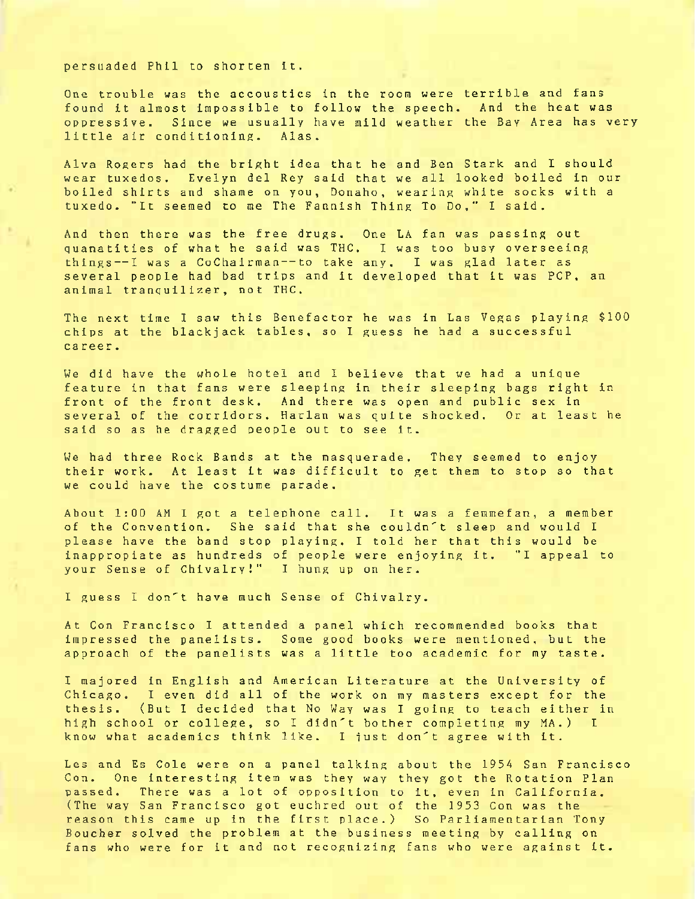persuaded Phil to shorten it.

One trouble was the accoustics in the room were terrible and fans found it almost impossible to follow the speech. And the heat was oppressive. Since we usually have mild weather the Bay Area has very little air conditioning. Alas.

Alva Rogers had the bright idea that he and Ben Stark and I should wear tuxedos. Evelyn del Rey said that we all looked boiled in our boiled shirts and shame on you, Donaho, wearing white socks with a tuxedo. "It seemed to me The Fannish Thing To Do," I said.

And then there was the free drugs. One LA fan was passing out quanatities of what he said was THC. I was too busy overseeing things--I was a CoChairman--to take any. I was glad later as several people had bad trips and it developed that it was PCP, an animal tranquilizer, not THC.

The next time I saw this Benefactor he was in Las Vegas playing $100 chips at the blackjack tables, so I guess he had a successful career.

We did have the whole hotel and I believe that we had a unique feature in that fans were sleeping in their sleeping bags right in front of the front desk. And there was open and public sex in several of the corridors. Harlan was quite shocked. Or at least he said so as he dragged people out to see it.

We had three Rock Bands at the masquerade. They seemed to enjoy their work. At least it was difficult to get them to stop so that we could have the costume parade.

About 1:00 AM I got a telephone call. It was a femmefan, a member of the Convention. She said that she couldn't sleep and would I please have the band stop playing. I told her that this would be inappropiate as hundreds of people were enjoying it. "I appeal to your Sense of Chivalry!" I hung up on her.

I guess I don't have much Sense of Chivalry.

At Con Francisco I attended a panel which recommended books that impressed the panelists. Some good books were mentioned, but the approach of the panelists was a little too academic for my taste.

I majored in English and American Literature at the University of Chicago. I even did all of the work on my masters except for the thesis. (But I decided that No Way was I going to teach either in high school or college, so I didn't bother completing my MA.) I know what academics think like. I just don't agree with it.

Les and Es Cole were on a panel talking about the 1954 San Francisco Con. One interesting item was they way they got the Rotation Plan passed. There was a lot of opposition to it, even in California. (The way San Francisco got euchred out of the 1953 Con was the reason this came up in the first place.) So Parliamentarian Tony Boucher solved the problem at the business meeting by calling on fans who were for it and not recognizing fans who were against it.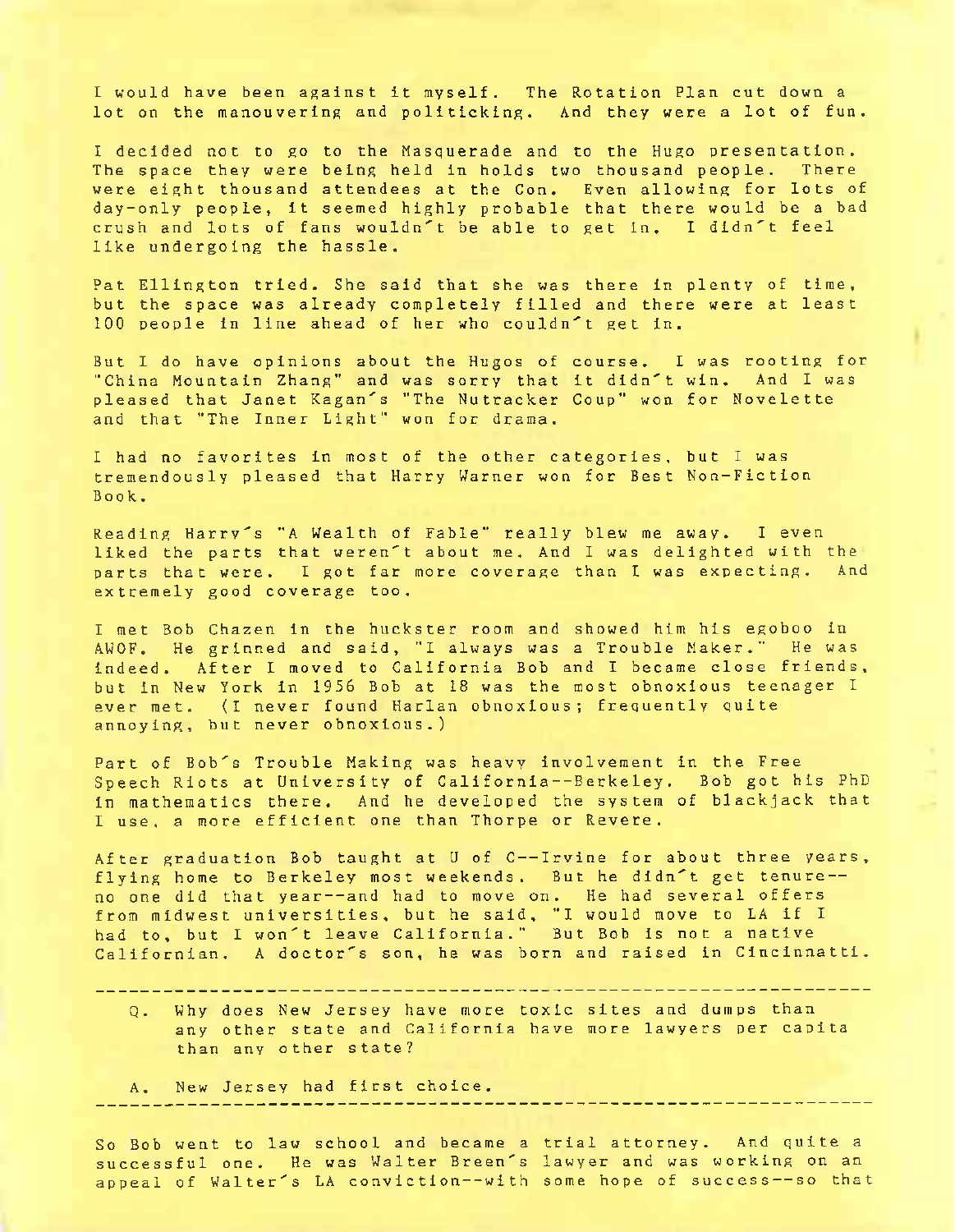I would have been against it myself. The Rotation Plan cut down a lot on the manouvering and politicking. And they were a lot of fun.

I decided not to go to the Masquerade and to the Hugo presentation. The space they were being held in holds two thousand people. There were eight thousand attendees at the Con. Even allowing for lots of day-only people, it seemed highly probable that there would be a bad crush and lots of fans wouldn't be able to get in. I didn't feel like undergoing the hassle.

Pat Ellington tried. She said that she was there in plenty of time, but the space was already completely filled and there were at least 100 people in line ahead of her who couldn't get in.

But I do have opinions about the Hugos of course. I was rooting for "China Mountain Zhang" and was sorry that it didn't win. And I was pleased that Janet Kagan's "The Nutracker Coup" won for Novelette and that "The Inner Light" won for drama.

I had no favorites in most of the other categories, but I was tremendously pleased that Harry Warner won for Best Non-Fiction Book.

Reading Harry's "A Wealth of Fable" really blew me away. I even liked the parts that weren't about me. And I was delighted with the parts that were. I got far more coverage than I was expecting. And extremely good coverage too.

I met Bob Chazen in the huckster room and showed him his egoboo in AWOF. He grinned and said, "I always was a Trouble Maker." He was indeed. After I moved to California Bob and I became close friends, but in New York in 1956 Bob at 18 was the most obnoxious teenager I ever met. (I never found Harlan obnoxious; frequently quite annoying, but never obnoxious.)

Part of Bob's Trouble Making was heavy involvement in the Free Speech Riots at University of California--Berkeley. Bob got his PhD in mathematics there. And he developed the system of blackjack that I use, a more efficient one than Thorpe or Revere.

After graduation Bob taught at U of C--Irvine for about three years, flying home to Berkeley most weekends. But he didn't get tenure--no one did that year--and had to move on. He had several offers from midwest universities, but he said, "I would move to LA if I had to, but I won't leave California." But Bob is not a native Californian. A doctor's son, he was born and raised in Cincinnatti.

---

Q. Why does New Jersey have more toxic sites and dumps than any other state and California have more lawyers per capita than any other state?

A. New Jersey had first choice.

---

So Bob went to law school and became a trial attorney. And quite a successful one. He was Walter Breen's lawyer and was working on an appeal of Walter's LA conviction--with some hope of success--so that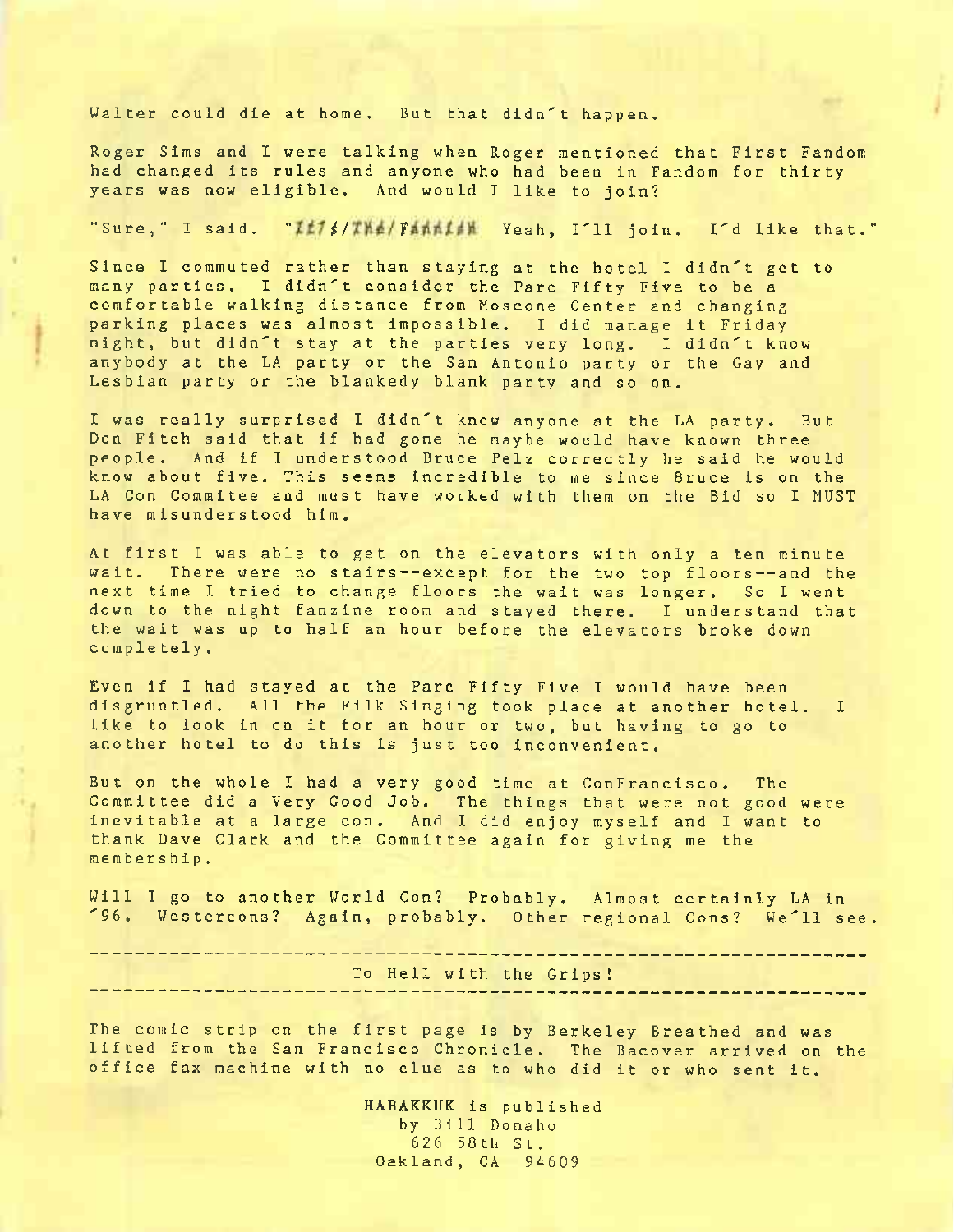Walter could die at home. But that didn't happen.

Roger Sims and I were talking when Roger mentioned that First Fandom had changed its rules and anyone who had been in Fandom for thirty years was now eligible. And would I like to join?

"Sure," I said. "~~It's The Fannish~~ Yeah, I'll join. I'd like that."

Since I commuted rather than staying at the hotel I didn't get to many parties. I didn't consider the Parc Fifty Five to be a comfortable walking distance from Moscone Center and changing parking places was almost impossible. I did manage it Friday night, but didn't stay at the parties very long. I didn't know anybody at the LA party or the San Antonio party or the Gay and Lesbian party or the blankedy blank party and so on.

I was really surprised I didn't know anyone at the LA party. But Don Fitch said that if had gone he maybe would have known three people. And if I understood Bruce Pelz correctly he said he would know about five. This seems incredible to me since Bruce is on the LA Con Commitee and must have worked with them on the Bid so I MUST have misunderstood him.

At first I was able to get on the elevators with only a ten minute wait. There were no stairs--except for the two top floors--and the next time I tried to change floors the wait was longer. So I went down to the night fanzine room and stayed there. I understand that the wait was up to half an hour before the elevators broke down completely.

Even if I had stayed at the Parc Fifty Five I would have been disgruntled. All the Filk Singing took place at another hotel. I like to look in on it for an hour or two, but having to go to another hotel to do this is just too inconvenient.

But on the whole I had a very good time at ConFrancisco. The Committee did a Very Good Job. The things that were not good were inevitable at a large con. And I did enjoy myself and I want to thank Dave Clark and the Committee again for giving me the membership.

Will I go to another World Con? Probably. Almost certainly LA in '96. Westercons? Again, probably. Other regional Cons? We'll see.

---

To Hell with the Grips!

---

The comic strip on the first page is by Berkeley Breathed and was lifted from the San Francisco Chronicle. The Bacover arrived on the office fax machine with no clue as to who did it or who sent it.

**HABAKKUK** is published
by Bill Donaho
626 58th St.
Oakland, CA 94609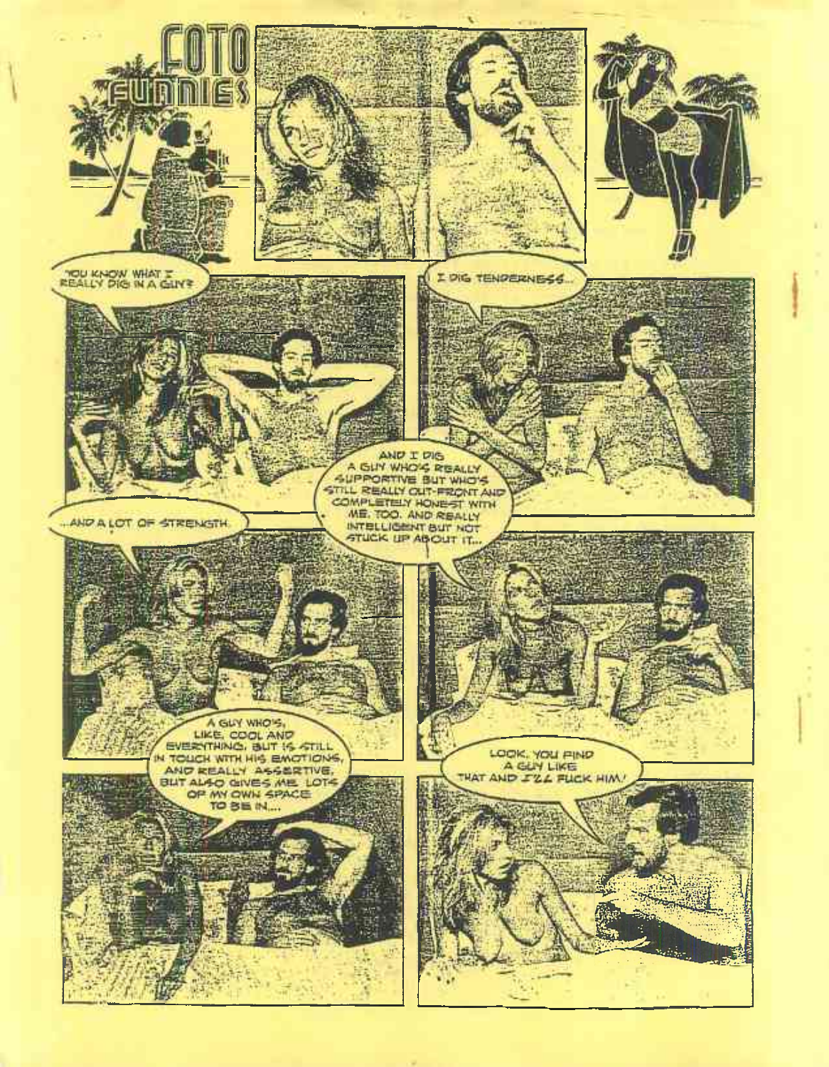# FOTO FUNNIES

YOU KNOW WHAT I REALLY DIG IN A GUY?

I DIG TENDERNESS...

...AND A LOT OF STRENGTH.

AND I DIG A GUY WHO'S REALLY SUPPORTIVE BUT WHO'S STILL REALLY OUT-FRONT AND COMPLETELY HONEST WITH ME, TOO. AND REALLY INTELLIGENT BUT NOT STUCK UP ABOUT IT...

A GUY WHO'S, LIKE, COOL AND EVERYTHING, BUT IS STILL IN TOUCH WITH HIS EMOTIONS, AND REALLY ASSERTIVE, BUT ALSO GIVES ME LOTS OF MY OWN SPACE TO BE IN...

LOOK, YOU FIND A GUY LIKE THAT AND I'LL FUCK HIM!